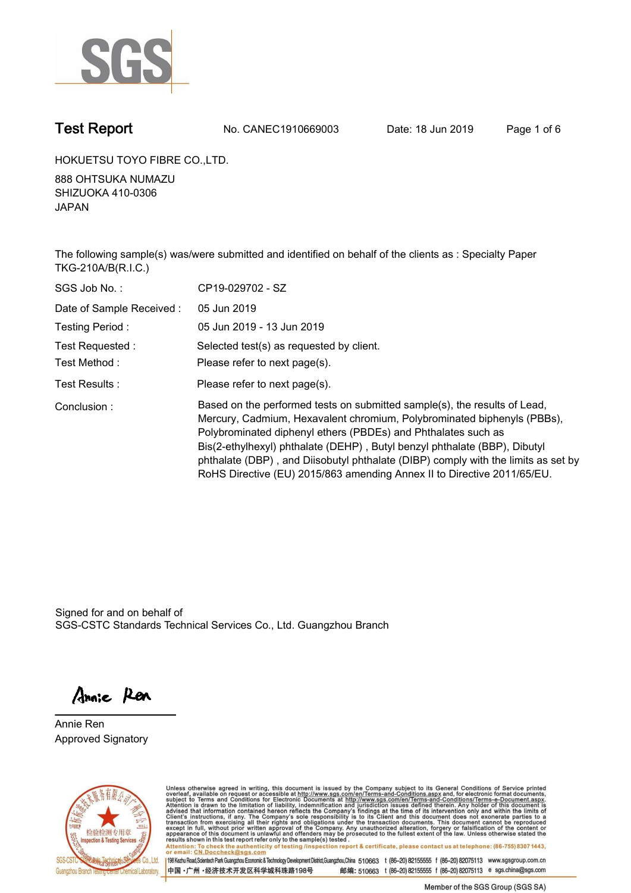# Test Report

No. CANEC1910669003 Date: 18 Jun 2019

HOKUETSU TOYO FIBRE CO.,LTD.

888 OHTSUKA NUMAZU
SHIZUOKA 410-0306
JAPAN

The following sample(s) was/were submitted and identified on behalf of the clients as : Specialty Paper TKG-210A/B(R.I.C.)

| | |
|---|---|
| SGS Job No. : | CP19-029702 - SZ |
| Date of Sample Received : | 05 Jun 2019 |
| Testing Period : | 05 Jun 2019 - 13 Jun 2019 |
| Test Requested : | Selected test(s) as requested by client. |
| Test Method : | Please refer to next page(s). |
| Test Results : | Please refer to next page(s). |
| Conclusion : | Based on the performed tests on submitted sample(s), the results of Lead, Mercury, Cadmium, Hexavalent chromium, Polybrominated biphenyls (PBBs), Polybrominated diphenyl ethers (PBDEs) and Phthalates such as Bis(2-ethylhexyl) phthalate (DEHP) , Butyl benzyl phthalate (BBP), Dibutyl phthalate (DBP) , and Diisobutyl phthalate (DIBP) comply with the limits as set by RoHS Directive (EU) 2015/863 amending Annex II to Directive 2011/65/EU. |

Signed for and on behalf of
SGS-CSTC Standards Technical Services Co., Ltd. Guangzhou Branch

Annie Ren
Approved Signatory

Unless otherwise agreed in writing, this document is issued by the Company subject to its General Conditions of Service printed overleaf, available on request or accessible at http://www.sgs.com/en/Terms-and-Conditions.aspx and, for electronic format documents, subject to Terms and Conditions for Electronic Documents at http://www.sgs.com/en/Terms-and-Conditions/Terms-e-Document.aspx. Attention is drawn to the limitation of liability, indemnification and jurisdiction issues defined therein. Any holder of this document is advised that information contained hereon reflects the Company's findings at the time of its intervention only and within the limits of Client's instructions, if any. The Company's sole responsibility is to its Client and this document does not exonerate parties to a transaction from exercising all their rights and obligations under the transaction documents. This document cannot be reproduced except in full, without prior written approval of the Company. Any unauthorized alteration, forgery or falsification of the content or appearance of this document is unlawful and offenders may be prosecuted to the fullest extent of the law. Unless otherwise stated the results shown in this test report refer only to the sample(s) tested .
Attention: To check the authenticity of testing /inspection report & certificate, please contact us at telephone: (86-755) 8307 1443, or email: CN.Doccheck@sgs.com

198 Kezhu Road,Scientech Park Guangzhou Economic & Technology Development District,Guangzhou,China 510663 t (86–20) 82155555 f (86–20) 82075113 www.sgsgroup.com.cn
中国 •广州 •经济技术开发区科学城科珠路198号 邮编: 510663 t (86–20) 82155555 f (86–20) 82075113 e sgs.china@sgs.com

Member of the SGS Group (SGS SA)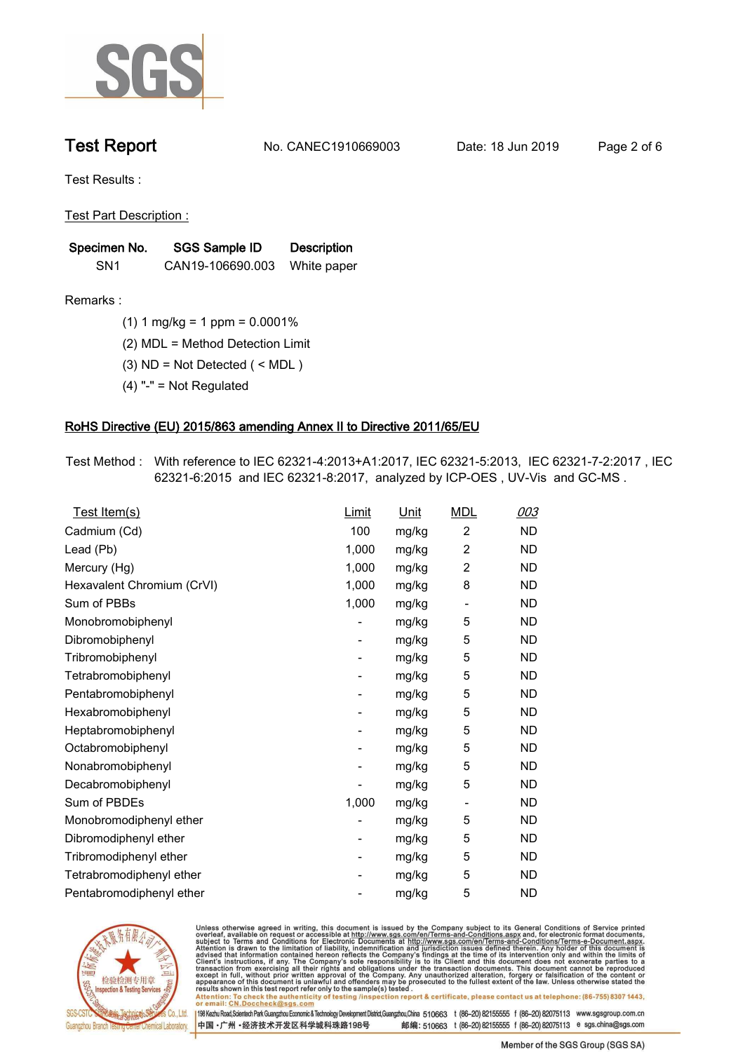# Test Report

No. CANEC1910669003　　Date: 18 Jun 2019

Test Results :

Test Part Description :

| Specimen No. | SGS Sample ID | Description |
|---|---|---|
| SN1 | CAN19-106690.003 | White paper |

Remarks :

(1) 1 mg/kg = 1 ppm = 0.0001%

(2) MDL = Method Detection Limit

(3) ND = Not Detected ( < MDL )

(4) "-" = Not Regulated

## RoHS Directive (EU) 2015/863 amending Annex II to Directive 2011/65/EU

Test Method : With reference to IEC 62321-4:2013+A1:2017, IEC 62321-5:2013, IEC 62321-7-2:2017 , IEC 62321-6:2015 and IEC 62321-8:2017, analyzed by ICP-OES , UV-Vis and GC-MS .

| Test Item(s) | Limit | Unit | MDL | 003 |
|---|---|---|---|---|
| Cadmium (Cd) | 100 | mg/kg | 2 | ND |
| Lead (Pb) | 1,000 | mg/kg | 2 | ND |
| Mercury (Hg) | 1,000 | mg/kg | 2 | ND |
| Hexavalent Chromium (CrVI) | 1,000 | mg/kg | 8 | ND |
| Sum of PBBs | 1,000 | mg/kg | - | ND |
| Monobromobiphenyl | - | mg/kg | 5 | ND |
| Dibromobiphenyl | - | mg/kg | 5 | ND |
| Tribromobiphenyl | - | mg/kg | 5 | ND |
| Tetrabromobiphenyl | - | mg/kg | 5 | ND |
| Pentabromobiphenyl | - | mg/kg | 5 | ND |
| Hexabromobiphenyl | - | mg/kg | 5 | ND |
| Heptabromobiphenyl | - | mg/kg | 5 | ND |
| Octabromobiphenyl | - | mg/kg | 5 | ND |
| Nonabromobiphenyl | - | mg/kg | 5 | ND |
| Decabromobiphenyl | - | mg/kg | 5 | ND |
| Sum of PBDEs | 1,000 | mg/kg | - | ND |
| Monobromodiphenyl ether | - | mg/kg | 5 | ND |
| Dibromodiphenyl ether | - | mg/kg | 5 | ND |
| Tribromodiphenyl ether | - | mg/kg | 5 | ND |
| Tetrabromodiphenyl ether | - | mg/kg | 5 | ND |
| Pentabromodiphenyl ether | - | mg/kg | 5 | ND |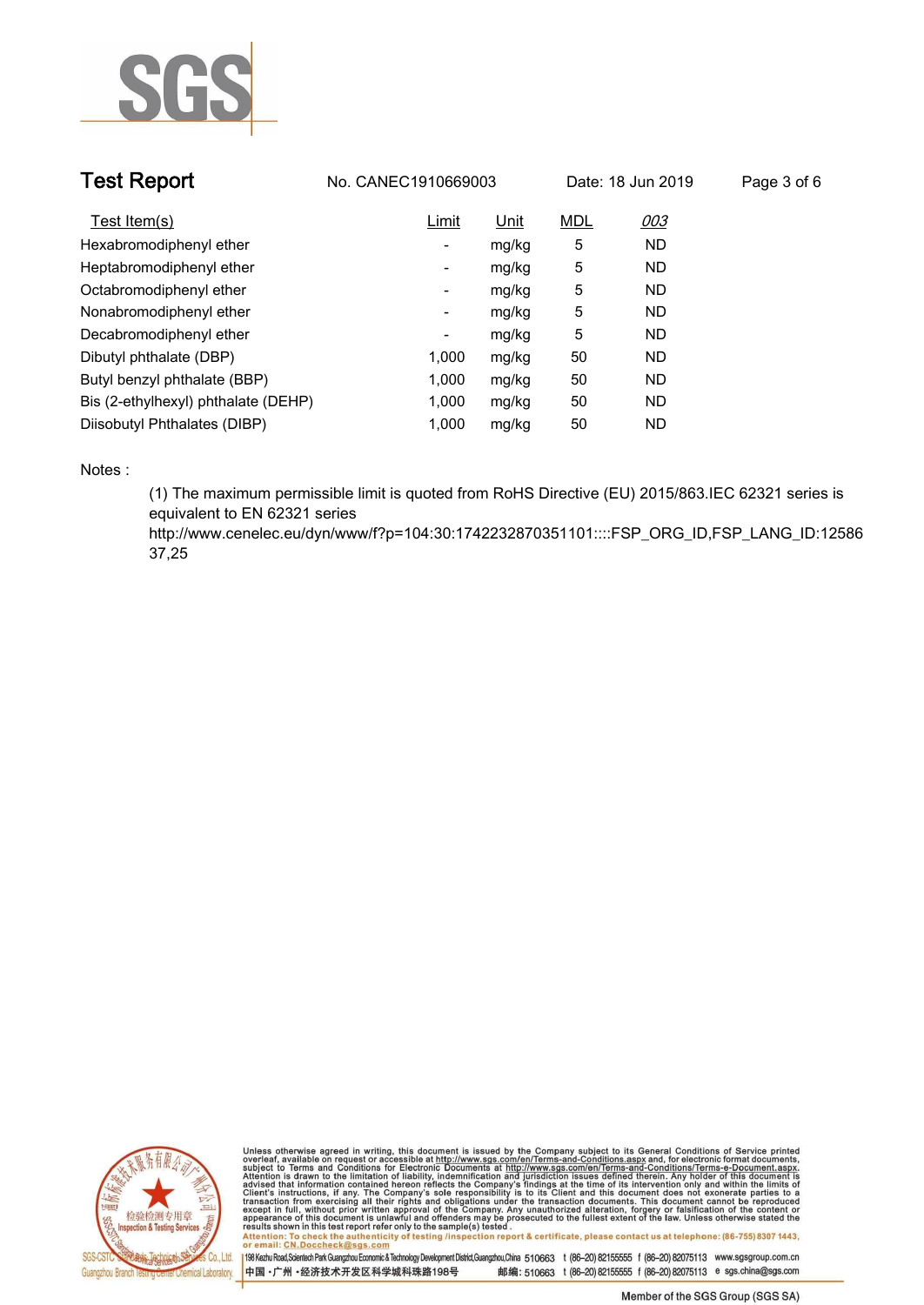# Test Report

No. CANEC1910669003 Date: 18 Jun 2019

| Test Item(s) | Limit | Unit | MDL | 003 |
|---|---|---|---|---|
| Hexabromodiphenyl ether | - | mg/kg | 5 | ND |
| Heptabromodiphenyl ether | - | mg/kg | 5 | ND |
| Octabromodiphenyl ether | - | mg/kg | 5 | ND |
| Nonabromodiphenyl ether | - | mg/kg | 5 | ND |
| Decabromodiphenyl ether | - | mg/kg | 5 | ND |
| Dibutyl phthalate (DBP) | 1,000 | mg/kg | 50 | ND |
| Butyl benzyl phthalate (BBP) | 1,000 | mg/kg | 50 | ND |
| Bis (2-ethylhexyl) phthalate (DEHP) | 1,000 | mg/kg | 50 | ND |
| Diisobutyl Phthalates (DIBP) | 1,000 | mg/kg | 50 | ND |

Notes :

(1) The maximum permissible limit is quoted from RoHS Directive (EU) 2015/863.IEC 62321 series is equivalent to EN 62321 series http://www.cenelec.eu/dyn/www/f?p=104:30:1742232870351101::::FSP_ORG_ID,FSP_LANG_ID:1258637,25

Unless otherwise agreed in writing, this document is issued by the Company subject to its General Conditions of Service printed overleaf, available on request or accessible at http://www.sgs.com/en/Terms-and-Conditions.aspx and, for electronic format documents, subject to Terms and Conditions for Electronic Documents at http://www.sgs.com/en/Terms-and-Conditions/Terms-e-Document.aspx. Attention is drawn to the limitation of liability, indemnification and jurisdiction issues defined therein. Any holder of this document is advised that information contained hereon reflects the Company's findings at the time of its intervention only and within the limits of Client's instructions, if any. The Company's sole responsibility is to its Client and this document does not exonerate parties to a transaction from exercising all their rights and obligations under the transaction documents. This document cannot be reproduced except in full, without prior written approval of the Company. Any unauthorized alteration, forgery or falsification of the content or appearance of this document is unlawful and offenders may be prosecuted to the fullest extent of the law. Unless otherwise stated the results shown in this test report refer only to the sample(s) tested .
Attention: To check the authenticity of testing /inspection report & certificate, please contact us at telephone: (86-755) 8307 1443, or email: CN.Doccheck@sgs.com

198 Kezhu Road,Scientech Park Guangzhou Economic & Technology Development District,Guangzhou,China 510663 t (86-20) 82155555 f (86-20) 82075113 www.sgsgroup.com.cn
中国・广州・经济技术开发区科学城科珠路198号 邮编: 510663 t (86-20) 82155555 f (86-20) 82075113 e sgs.china@sgs.com

Member of the SGS Group (SGS SA)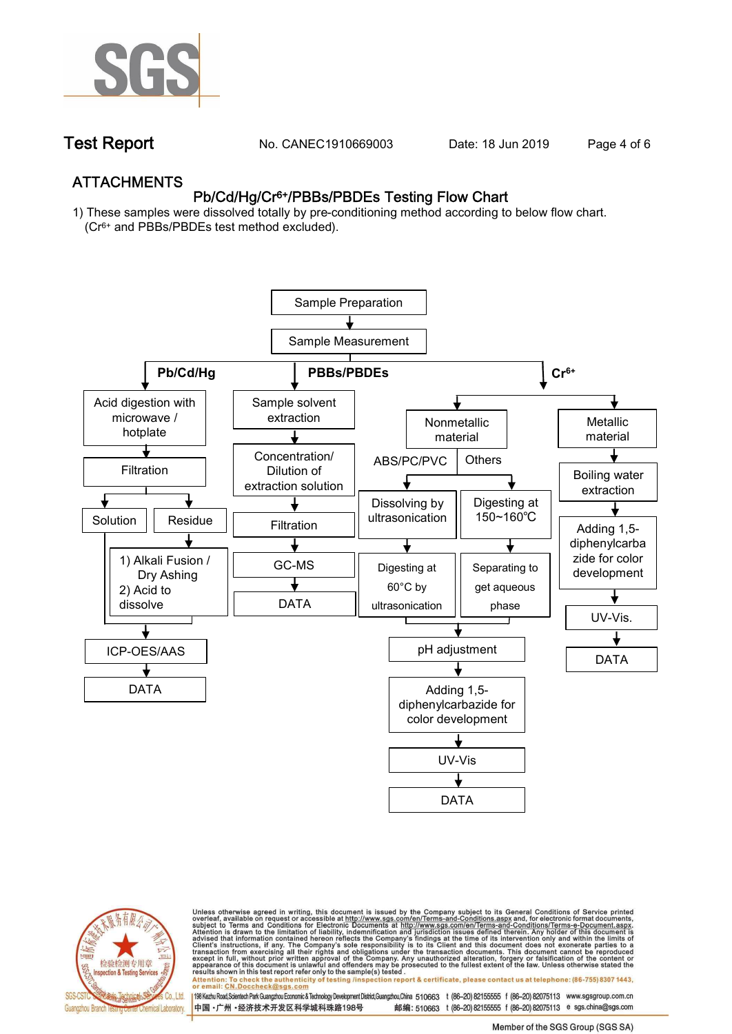## ATTACHMENTS

### $Pb/Cd/Hg/Cr^{6+}$/PBBs/PBDEs Testing Flow Chart

1) These samples were dissolved totally by pre-conditioning method according to below flow chart. ($Cr^{6+}$ and PBBs/PBDEs test method excluded).

Sample Preparation → Sample Measurement

**Pb/Cd/Hg**
- Acid digestion with microwave / hotplate
- Filtration
  - Solution
  - Residue → 1) Alkali Fusion / Dry Ashing 2) Acid to dissolve
- ICP-OES/AAS
- DATA

**PBBs/PBDEs**
- Sample solvent extraction
- Concentration/ Dilution of extraction solution
- Filtration
- GC-MS
- DATA

**$Cr^{6+}$**
- Nonmetallic material
  - ABS/PC/PVC → Dissolving by ultrasonication → Digesting at 60°C by ultrasonication
  - Others → Digesting at 150~160℃ → Separating to get aqueous phase
  - pH adjustment
  - Adding 1,5-diphenylcarbazide for color development
  - UV-Vis
  - DATA
- Metallic material
  - Boiling water extraction
  - Adding 1,5-diphenylcarbazide for color development
  - UV-Vis.
  - DATA

Unless otherwise agreed in writing, this document is issued by the Company subject to its General Conditions of Service printed overleaf, available on request or accessible at http://www.sgs.com/en/Terms-and-Conditions.aspx and, for electronic format documents, subject to Terms and Conditions for Electronic Documents at http://www.sgs.com/en/Terms-and-Conditions/Terms-e-Document.aspx. Attention is drawn to the limitation of liability, indemnification and jurisdiction issues defined therein. Any holder of this document is advised that information contained hereon reflects the Company's findings at the time of its intervention only and within the limits of Client's instructions, if any. The Company's sole responsibility is to its Client and this document does not exonerate parties to a transaction from exercising all their rights and obligations under the transaction documents. This document cannot be reproduced except in full, without prior written approval of the Company. Any unauthorized alteration, forgery or falsification of the content or appearance of this document is unlawful and offenders may be prosecuted to the fullest extent of the law. Unless otherwise stated the results shown in this test report refer only to the sample(s) tested.

Attention: To check the authenticity of testing /inspection report & certificate, please contact us at telephone: (86-755) 8307 1443, or email: CN.Doccheck@sgs.com

SGS-CSTC Standards Technical Services Co., Ltd. Guangzhou Branch Testing Center Chemical Laboratory.

198 Kezhu Road,Scientech Park Guangzhou Economic & Technology Development District,Guangzhou,China 510663 t (86-20) 82155555 f (86-20) 82075113 www.sgsgroup.com.cn

中国・广州・经济技术开发区科学城科珠路198号 邮编: 510663 t (86-20) 82155555 f (86-20) 82075113 e sgs.china@sgs.com

Member of the SGS Group (SGS SA)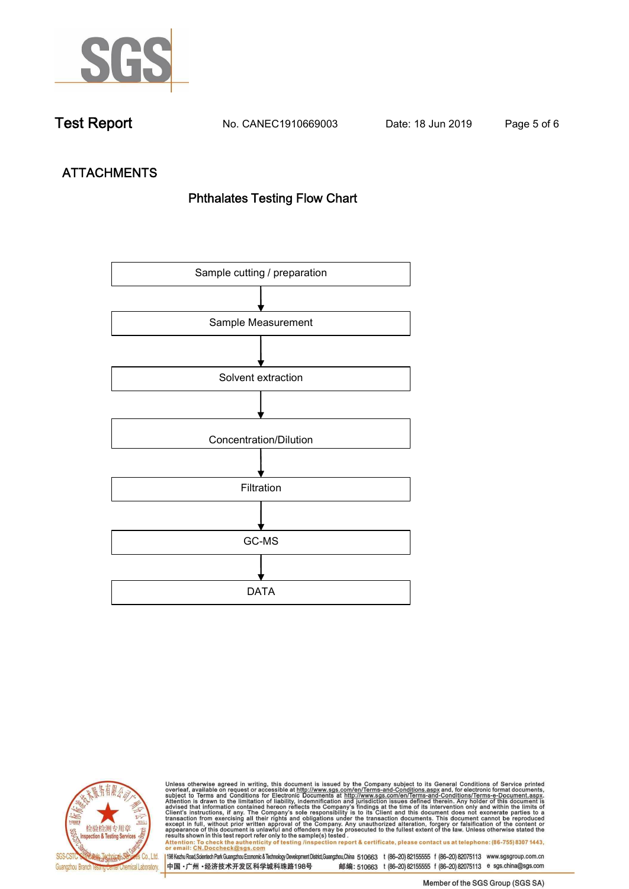# Test Report

No. CANEC1910669003 Date: 18 Jun 2019

## ATTACHMENTS

### Phthalates Testing Flow Chart

Sample cutting / preparation

↓

Sample Measurement

↓

Solvent extraction

↓

Concentration/Dilution

↓

Filtration

↓

GC-MS

↓

DATA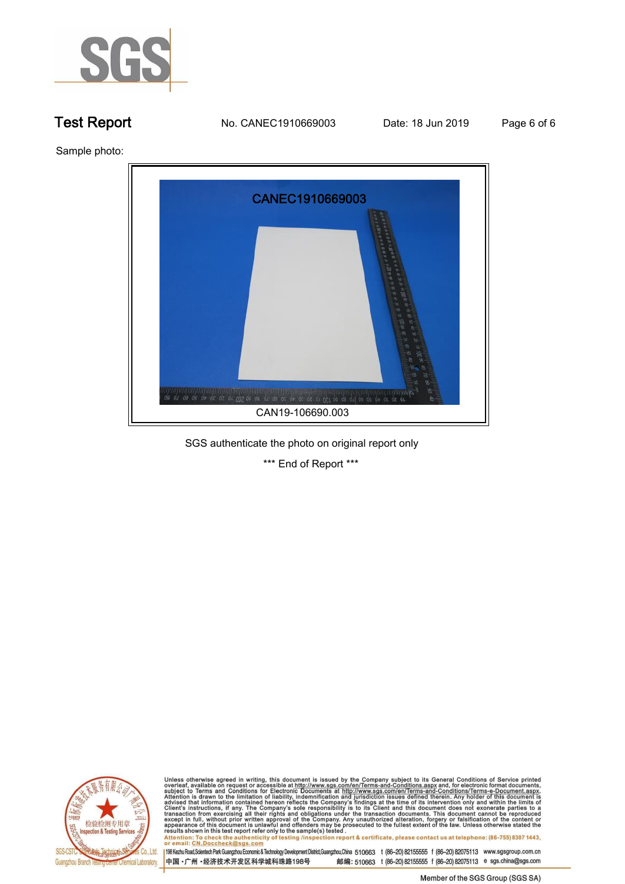# Test Report

No. CANEC1910669003 Date: 18 Jun 2019

Sample photo:

CAN19-106690.003

SGS authenticate the photo on original report only

*** End of Report ***

Unless otherwise agreed in writing, this document is issued by the Company subject to its General Conditions of Service printed overleaf, available on request or accessible at http://www.sgs.com/en/Terms-and-Conditions.aspx and, for electronic format documents, subject to Terms and Conditions for Electronic Documents at http://www.sgs.com/en/Terms-and-Conditions/Terms-e-Document.aspx. Attention is drawn to the limitation of liability, indemnification and jurisdiction issues defined therein. Any holder of this document is advised that information contained hereon reflects the Company's findings at the time of its intervention only and within the limits of Client's instructions, if any. The Company's sole responsibility is to its Client and this document does not exonerate parties to a transaction from exercising all their rights and obligations under the transaction documents. This document cannot be reproduced except in full, without prior written approval of the Company. Any unauthorized alteration, forgery or falsification of the content or appearance of this document is unlawful and offenders may be prosecuted to the fullest extent of the law. Unless otherwise stated the results shown in this test report refer only to the sample(s) tested.

Attention: To check the authenticity of testing /inspection report & certificate, please contact us at telephone: (86-755) 8307 1443, or email: CN.Doccheck@sgs.com

198 Kezhu Road,Scientech Park Guangzhou Economic & Technology Development District,Guangzhou,China 510663 t (86–20) 82155555 f (86–20) 82075113 www.sgsgroup.com.cn

中国・广州・经济技术开发区科学城科珠路198号 邮编: 510663 t (86–20) 82155555 f (86–20) 82075113 e sgs.china@sgs.com

Member of the SGS Group (SGS SA)